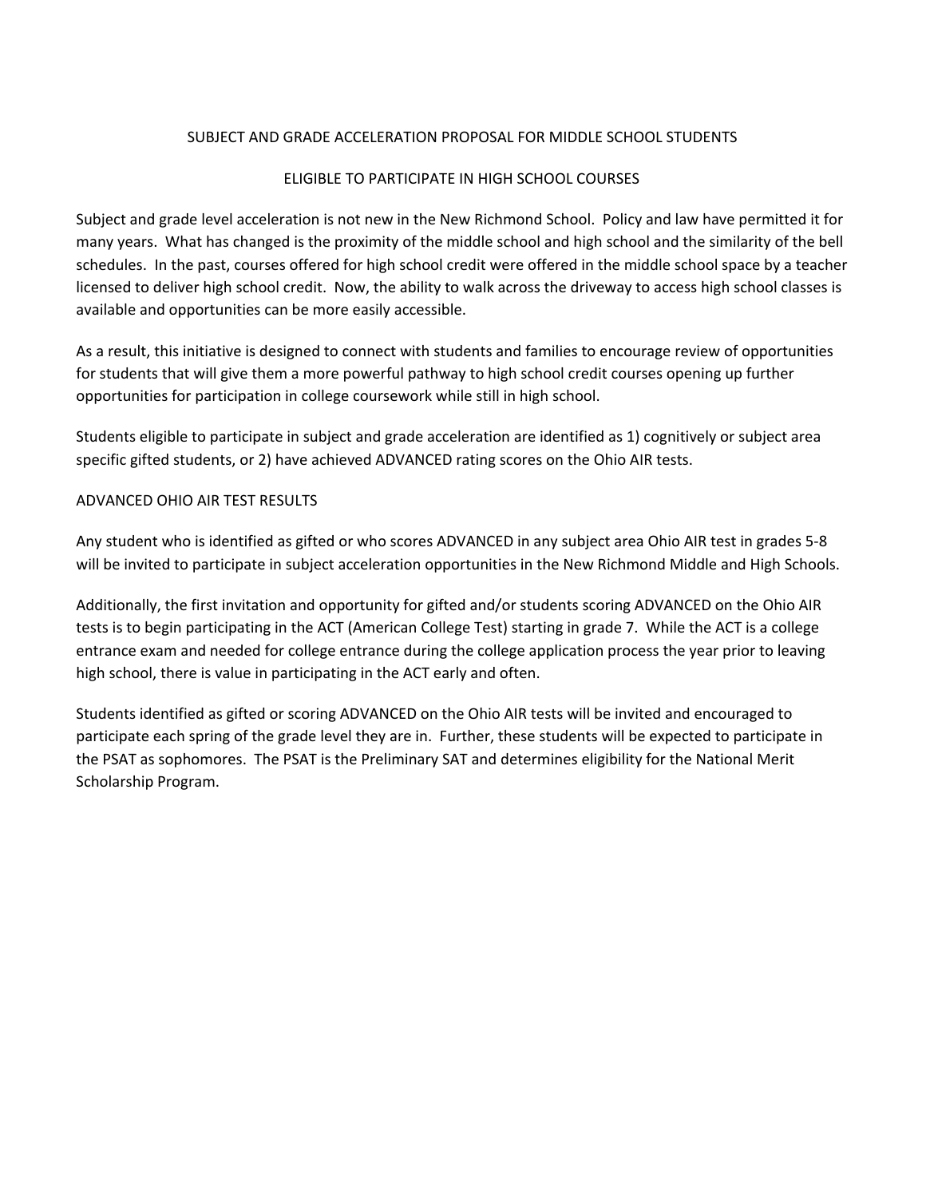# SUBJECT AND GRADE ACCELERATION PROPOSAL FOR MIDDLE SCHOOL STUDENTS

## ELIGIBLE TO PARTICIPATE IN HIGH SCHOOL COURSES

Subject and grade level acceleration is not new in the New Richmond School. Policy and law have permitted it for many years. What has changed is the proximity of the middle school and high school and the similarity of the bell schedules. In the past, courses offered for high school credit were offered in the middle school space by a teacher licensed to deliver high school credit. Now, the ability to walk across the driveway to access high school classes is available and opportunities can be more easily accessible.

As a result, this initiative is designed to connect with students and families to encourage review of opportunities for students that will give them a more powerful pathway to high school credit courses opening up further opportunities for participation in college coursework while still in high school.

Students eligible to participate in subject and grade acceleration are identified as 1) cognitively or subject area specific gifted students, or 2) have achieved ADVANCED rating scores on the Ohio AIR tests.

### ADVANCED OHIO AIR TEST RESULTS

Any student who is identified as gifted or who scores ADVANCED in any subject area Ohio AIR test in grades 5-8 will be invited to participate in subject acceleration opportunities in the New Richmond Middle and High Schools.

Additionally, the first invitation and opportunity for gifted and/or students scoring ADVANCED on the Ohio AIR tests is to begin participating in the ACT (American College Test) starting in grade 7. While the ACT is a college entrance exam and needed for college entrance during the college application process the year prior to leaving high school, there is value in participating in the ACT early and often.

Students identified as gifted or scoring ADVANCED on the Ohio AIR tests will be invited and encouraged to participate each spring of the grade level they are in. Further, these students will be expected to participate in the PSAT as sophomores. The PSAT is the Preliminary SAT and determines eligibility for the National Merit Scholarship Program.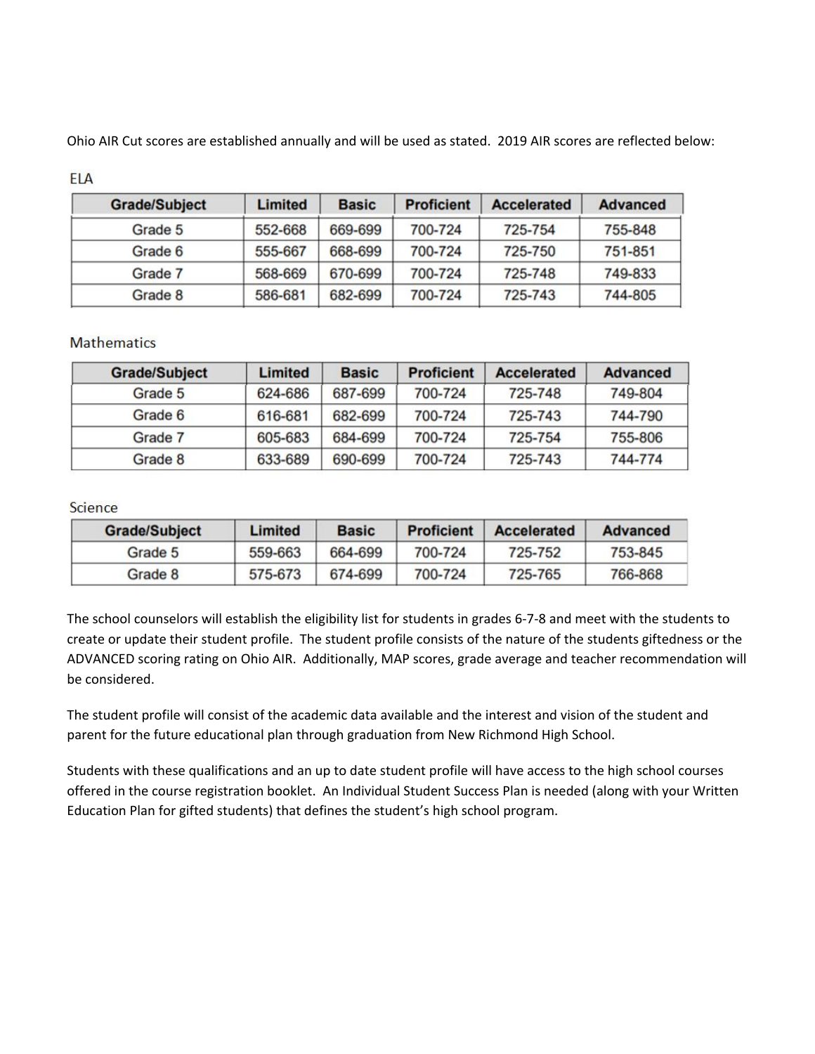Ohio AIR Cut scores are established annually and will be used as stated. 2019 AIR scores are reflected below:

### ELA

| Grade/Subject | Limited | Basic | Proficient | Accelerated | Advanced |
| --- | --- | --- | --- | --- | --- |
| Grade 5 | 552-668 | 669-699 | 700-724 | 725-754 | 755-848 |
| Grade 6 | 555-667 | 668-699 | 700-724 | 725-750 | 751-851 |
| Grade 7 | 568-669 | 670-699 | 700-724 | 725-748 | 749-833 |
| Grade 8 | 586-681 | 682-699 | 700-724 | 725-743 | 744-805 |

### Mathematics

| Grade/Subject | Limited | Basic | Proficient | Accelerated | Advanced |
| --- | --- | --- | --- | --- | --- |
| Grade 5 | 624-686 | 687-699 | 700-724 | 725-748 | 749-804 |
| Grade 6 | 616-681 | 682-699 | 700-724 | 725-743 | 744-790 |
| Grade 7 | 605-683 | 684-699 | 700-724 | 725-754 | 755-806 |
| Grade 8 | 633-689 | 690-699 | 700-724 | 725-743 | 744-774 |

### Science

| Grade/Subject | Limited | Basic | Proficient | Accelerated | Advanced |
| --- | --- | --- | --- | --- | --- |
| Grade 5 | 559-663 | 664-699 | 700-724 | 725-752 | 753-845 |
| Grade 8 | 575-673 | 674-699 | 700-724 | 725-765 | 766-868 |

The school counselors will establish the eligibility list for students in grades 6-7-8 and meet with the students to create or update their student profile. The student profile consists of the nature of the students giftedness or the ADVANCED scoring rating on Ohio AIR. Additionally, MAP scores, grade average and teacher recommendation will be considered.

The student profile will consist of the academic data available and the interest and vision of the student and parent for the future educational plan through graduation from New Richmond High School.

Students with these qualifications and an up to date student profile will have access to the high school courses offered in the course registration booklet. An Individual Student Success Plan is needed (along with your Written Education Plan for gifted students) that defines the student's high school program.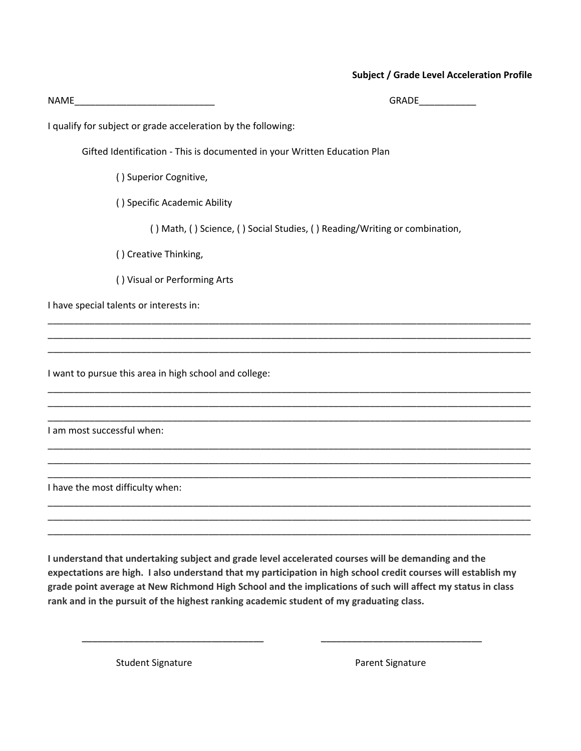**Subject / Grade Level Acceleration Profile**

NAME___________________________ GRADE___________

I qualify for subject or grade acceleration by the following:

Gifted Identification - This is documented in your Written Education Plan

( ) Superior Cognitive,

( ) Specific Academic Ability

( ) Math, ( ) Science, ( ) Social Studies, ( ) Reading/Writing or combination,

( ) Creative Thinking,

( ) Visual or Performing Arts

I have special talents or interests in:

_____________________________________________________________________________________________
_____________________________________________________________________________________________
_____________________________________________________________________________________________

I want to pursue this area in high school and college:

_____________________________________________________________________________________________
_____________________________________________________________________________________________
_____________________________________________________________________________________________

I am most successful when:

_____________________________________________________________________________________________
_____________________________________________________________________________________________
_____________________________________________________________________________________________

I have the most difficulty when:

_____________________________________________________________________________________________
_____________________________________________________________________________________________
_____________________________________________________________________________________________

**I understand that undertaking subject and grade level accelerated courses will be demanding and the expectations are high. I also understand that my participation in high school credit courses will establish my grade point average at New Richmond High School and the implications of such will affect my status in class rank and in the pursuit of the highest ranking academic student of my graduating class.**

___________________________________ ________________________________

Student Signature Parent Signature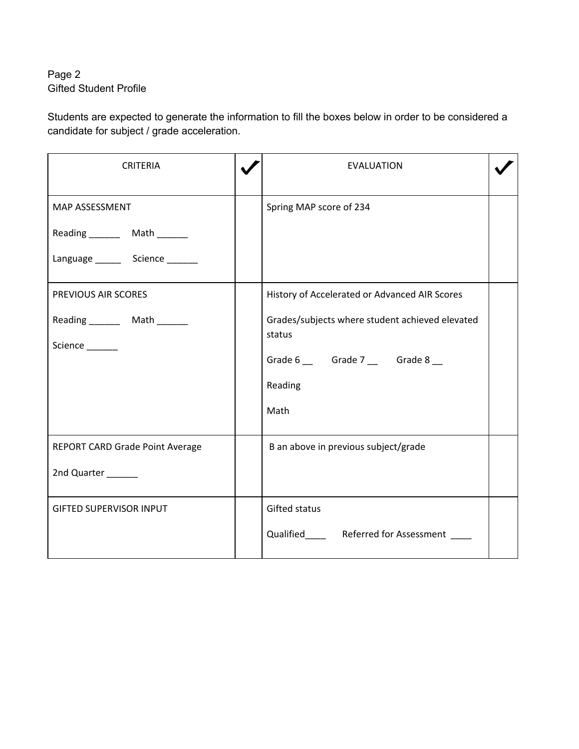Page 2
Gifted Student Profile

Students are expected to generate the information to fill the boxes below in order to be considered a candidate for subject / grade acceleration.

| CRITERIA | ✔ | EVALUATION | ✔ |
|---|---|---|---|
| MAP ASSESSMENT<br><br>Reading ______ Math ______<br><br>Language _____ Science ______ | | Spring MAP score of 234 | |
| PREVIOUS AIR SCORES<br><br>Reading ______ Math ______<br><br>Science ______ | | History of Accelerated or Advanced AIR Scores<br><br>Grades/subjects where student achieved elevated status<br><br>Grade 6 __ Grade 7 __ Grade 8 __<br><br>Reading<br><br>Math | |
| REPORT CARD Grade Point Average<br><br>2nd Quarter ______ | | B an above in previous subject/grade | |
| GIFTED SUPERVISOR INPUT | | Gifted status<br><br>Qualified____ Referred for Assessment ____ | |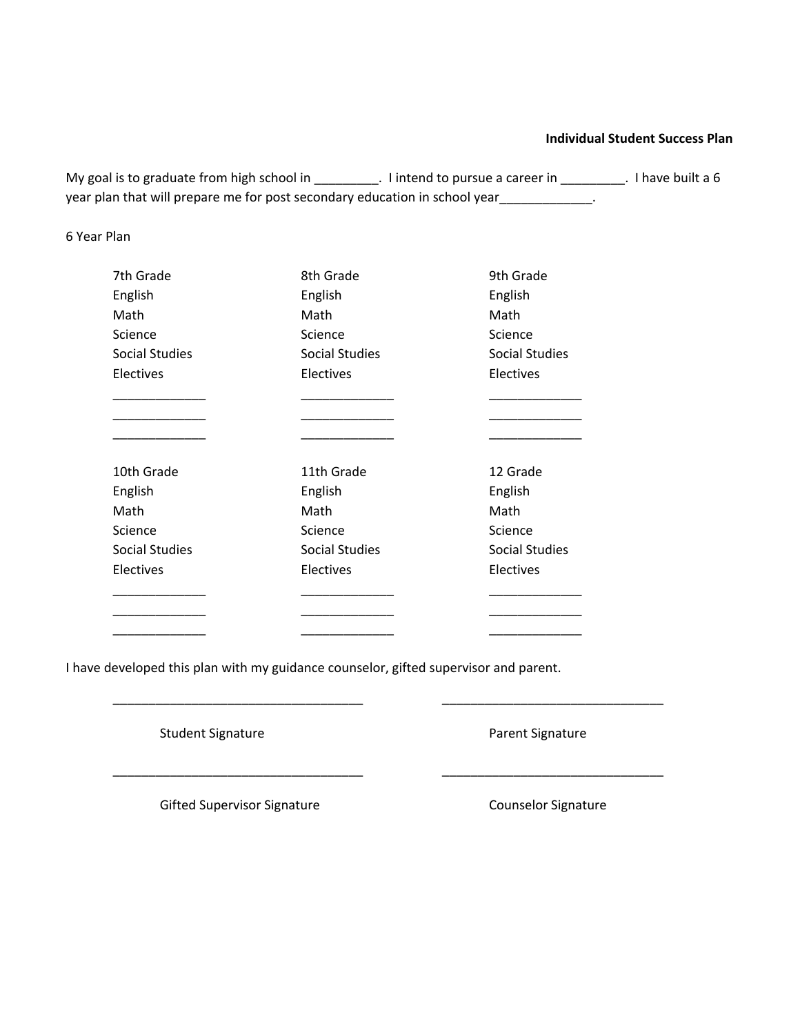**Individual Student Success Plan**

My goal is to graduate from high school in _________. I intend to pursue a career in _________. I have built a 6 year plan that will prepare me for post secondary education in school year_____________.

6 Year Plan

| 7th Grade | 8th Grade | 9th Grade |
|---|---|---|
| English | English | English |
| Math | Math | Math |
| Science | Science | Science |
| Social Studies | Social Studies | Social Studies |
| Electives | Electives | Electives |
| _____________ | _____________ | _____________ |
| _____________ | _____________ | _____________ |
| _____________ | _____________ | _____________ |

| 10th Grade | 11th Grade | 12 Grade |
|---|---|---|
| English | English | English |
| Math | Math | Math |
| Science | Science | Science |
| Social Studies | Social Studies | Social Studies |
| Electives | Electives | Electives |
| _____________ | _____________ | _____________ |
| _____________ | _____________ | _____________ |
| _____________ | _____________ | _____________ |

I have developed this plan with my guidance counselor, gifted supervisor and parent.

___________________________________ ______________________________

Student Signature Parent Signature

___________________________________ ______________________________

Gifted Supervisor Signature Counselor Signature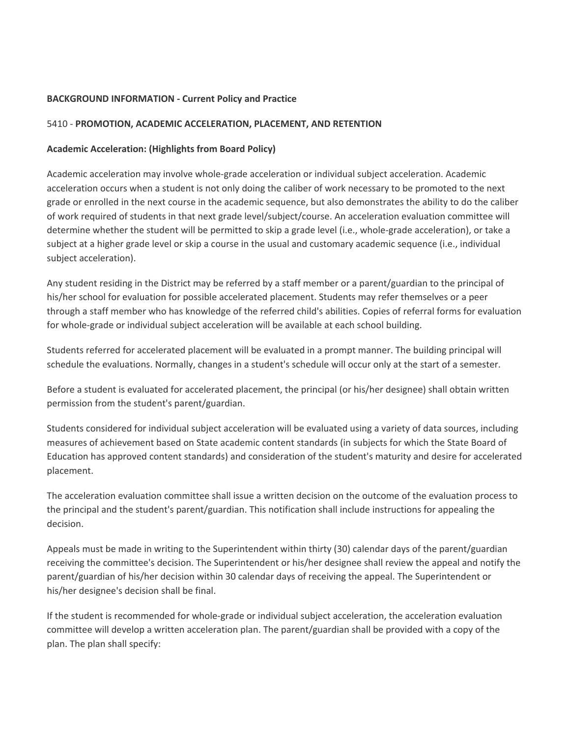**BACKGROUND INFORMATION - Current Policy and Practice**

5410 - **PROMOTION, ACADEMIC ACCELERATION, PLACEMENT, AND RETENTION**

**Academic Acceleration: (Highlights from Board Policy)**

Academic acceleration may involve whole-grade acceleration or individual subject acceleration. Academic acceleration occurs when a student is not only doing the caliber of work necessary to be promoted to the next grade or enrolled in the next course in the academic sequence, but also demonstrates the ability to do the caliber of work required of students in that next grade level/subject/course. An acceleration evaluation committee will determine whether the student will be permitted to skip a grade level (i.e., whole-grade acceleration), or take a subject at a higher grade level or skip a course in the usual and customary academic sequence (i.e., individual subject acceleration).

Any student residing in the District may be referred by a staff member or a parent/guardian to the principal of his/her school for evaluation for possible accelerated placement. Students may refer themselves or a peer through a staff member who has knowledge of the referred child's abilities. Copies of referral forms for evaluation for whole-grade or individual subject acceleration will be available at each school building.

Students referred for accelerated placement will be evaluated in a prompt manner. The building principal will schedule the evaluations. Normally, changes in a student's schedule will occur only at the start of a semester.

Before a student is evaluated for accelerated placement, the principal (or his/her designee) shall obtain written permission from the student's parent/guardian.

Students considered for individual subject acceleration will be evaluated using a variety of data sources, including measures of achievement based on State academic content standards (in subjects for which the State Board of Education has approved content standards) and consideration of the student's maturity and desire for accelerated placement.

The acceleration evaluation committee shall issue a written decision on the outcome of the evaluation process to the principal and the student's parent/guardian. This notification shall include instructions for appealing the decision.

Appeals must be made in writing to the Superintendent within thirty (30) calendar days of the parent/guardian receiving the committee's decision. The Superintendent or his/her designee shall review the appeal and notify the parent/guardian of his/her decision within 30 calendar days of receiving the appeal. The Superintendent or his/her designee's decision shall be final.

If the student is recommended for whole-grade or individual subject acceleration, the acceleration evaluation committee will develop a written acceleration plan. The parent/guardian shall be provided with a copy of the plan. The plan shall specify: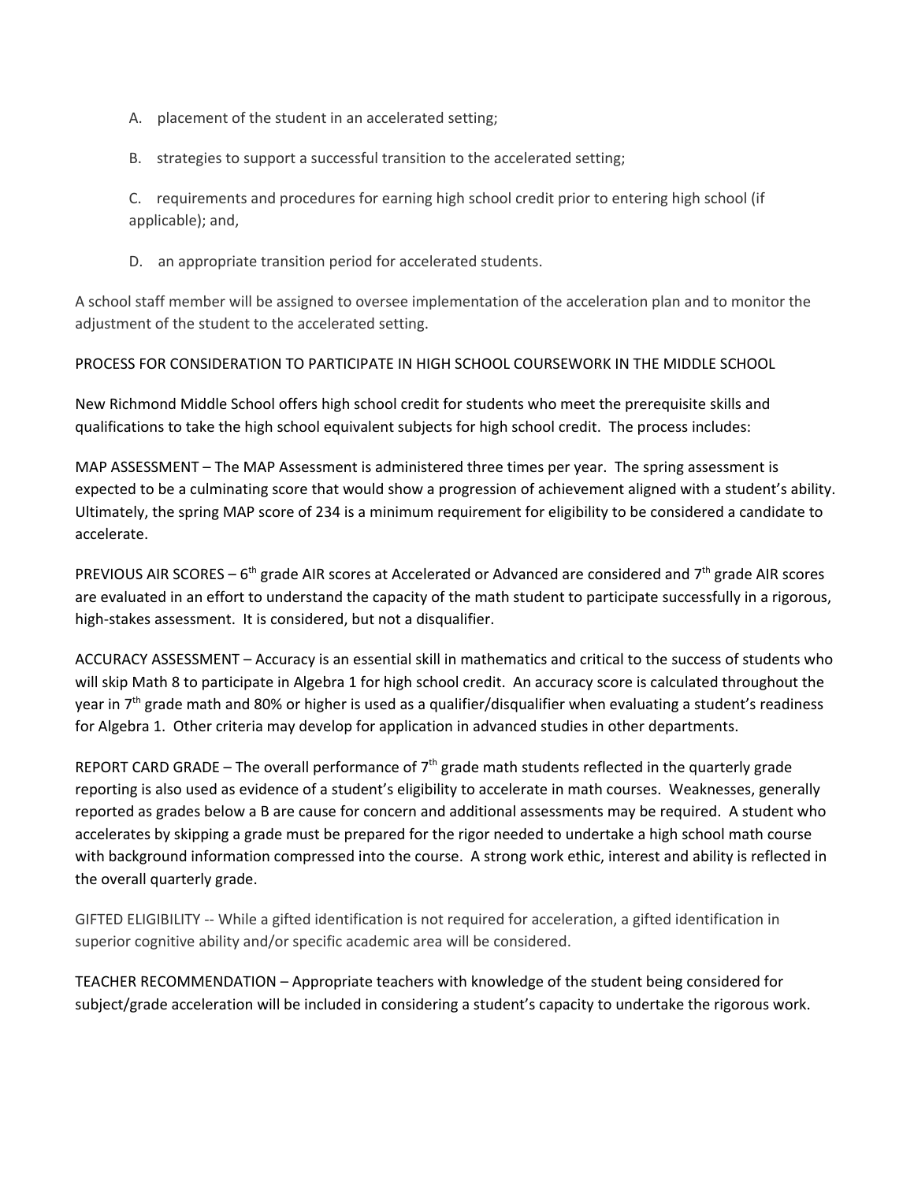A. placement of the student in an accelerated setting;

B. strategies to support a successful transition to the accelerated setting;

C. requirements and procedures for earning high school credit prior to entering high school (if applicable); and,

D. an appropriate transition period for accelerated students.

A school staff member will be assigned to oversee implementation of the acceleration plan and to monitor the adjustment of the student to the accelerated setting.

PROCESS FOR CONSIDERATION TO PARTICIPATE IN HIGH SCHOOL COURSEWORK IN THE MIDDLE SCHOOL

New Richmond Middle School offers high school credit for students who meet the prerequisite skills and qualifications to take the high school equivalent subjects for high school credit. The process includes:

MAP ASSESSMENT – The MAP Assessment is administered three times per year. The spring assessment is expected to be a culminating score that would show a progression of achievement aligned with a student's ability. Ultimately, the spring MAP score of 234 is a minimum requirement for eligibility to be considered a candidate to accelerate.

PREVIOUS AIR SCORES – 6th grade AIR scores at Accelerated or Advanced are considered and 7th grade AIR scores are evaluated in an effort to understand the capacity of the math student to participate successfully in a rigorous, high-stakes assessment. It is considered, but not a disqualifier.

ACCURACY ASSESSMENT – Accuracy is an essential skill in mathematics and critical to the success of students who will skip Math 8 to participate in Algebra 1 for high school credit. An accuracy score is calculated throughout the year in 7th grade math and 80% or higher is used as a qualifier/disqualifier when evaluating a student's readiness for Algebra 1. Other criteria may develop for application in advanced studies in other departments.

REPORT CARD GRADE – The overall performance of 7th grade math students reflected in the quarterly grade reporting is also used as evidence of a student's eligibility to accelerate in math courses. Weaknesses, generally reported as grades below a B are cause for concern and additional assessments may be required. A student who accelerates by skipping a grade must be prepared for the rigor needed to undertake a high school math course with background information compressed into the course. A strong work ethic, interest and ability is reflected in the overall quarterly grade.

GIFTED ELIGIBILITY -- While a gifted identification is not required for acceleration, a gifted identification in superior cognitive ability and/or specific academic area will be considered.

TEACHER RECOMMENDATION – Appropriate teachers with knowledge of the student being considered for subject/grade acceleration will be included in considering a student's capacity to undertake the rigorous work.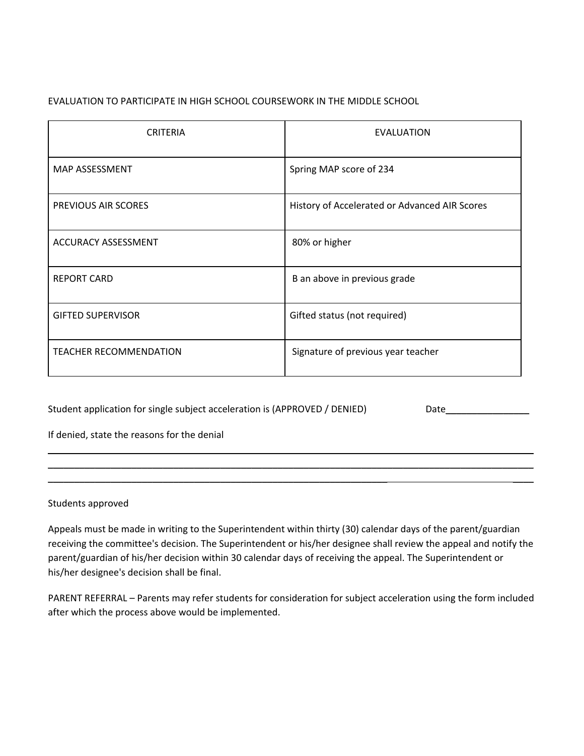EVALUATION TO PARTICIPATE IN HIGH SCHOOL COURSEWORK IN THE MIDDLE SCHOOL

| CRITERIA | EVALUATION |
|---|---|
| MAP ASSESSMENT | Spring MAP score of 234 |
| PREVIOUS AIR SCORES | History of Accelerated or Advanced AIR Scores |
| ACCURACY ASSESSMENT | 80% or higher |
| REPORT CARD | B an above in previous grade |
| GIFTED SUPERVISOR | Gifted status (not required) |
| TEACHER RECOMMENDATION | Signature of previous year teacher |

Student application for single subject acceleration is (APPROVED / DENIED) Date________________

If denied, state the reasons for the denial

______________________________________________________________________________
______________________________________________________________________________
______________________________________________________________________________

Students approved

Appeals must be made in writing to the Superintendent within thirty (30) calendar days of the parent/guardian receiving the committee's decision. The Superintendent or his/her designee shall review the appeal and notify the parent/guardian of his/her decision within 30 calendar days of receiving the appeal. The Superintendent or his/her designee's decision shall be final.

PARENT REFERRAL – Parents may refer students for consideration for subject acceleration using the form included after which the process above would be implemented.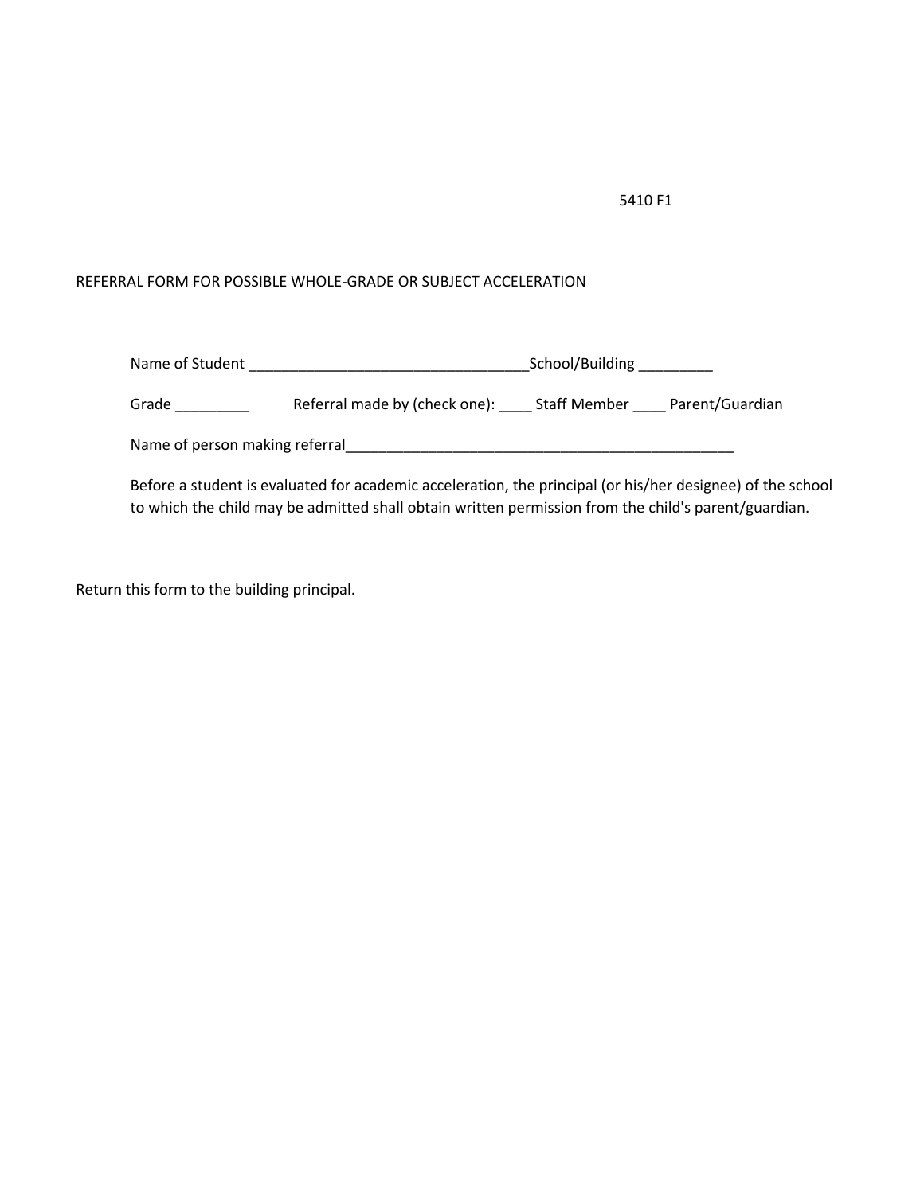5410 F1

REFERRAL FORM FOR POSSIBLE WHOLE-GRADE OR SUBJECT ACCELERATION

Name of Student ___________________________________School/Building _________

Grade _________ Referral made by (check one): ____ Staff Member ____ Parent/Guardian

Name of person making referral_________________________________________________

Before a student is evaluated for academic acceleration, the principal (or his/her designee) of the school to which the child may be admitted shall obtain written permission from the child's parent/guardian.

Return this form to the building principal.